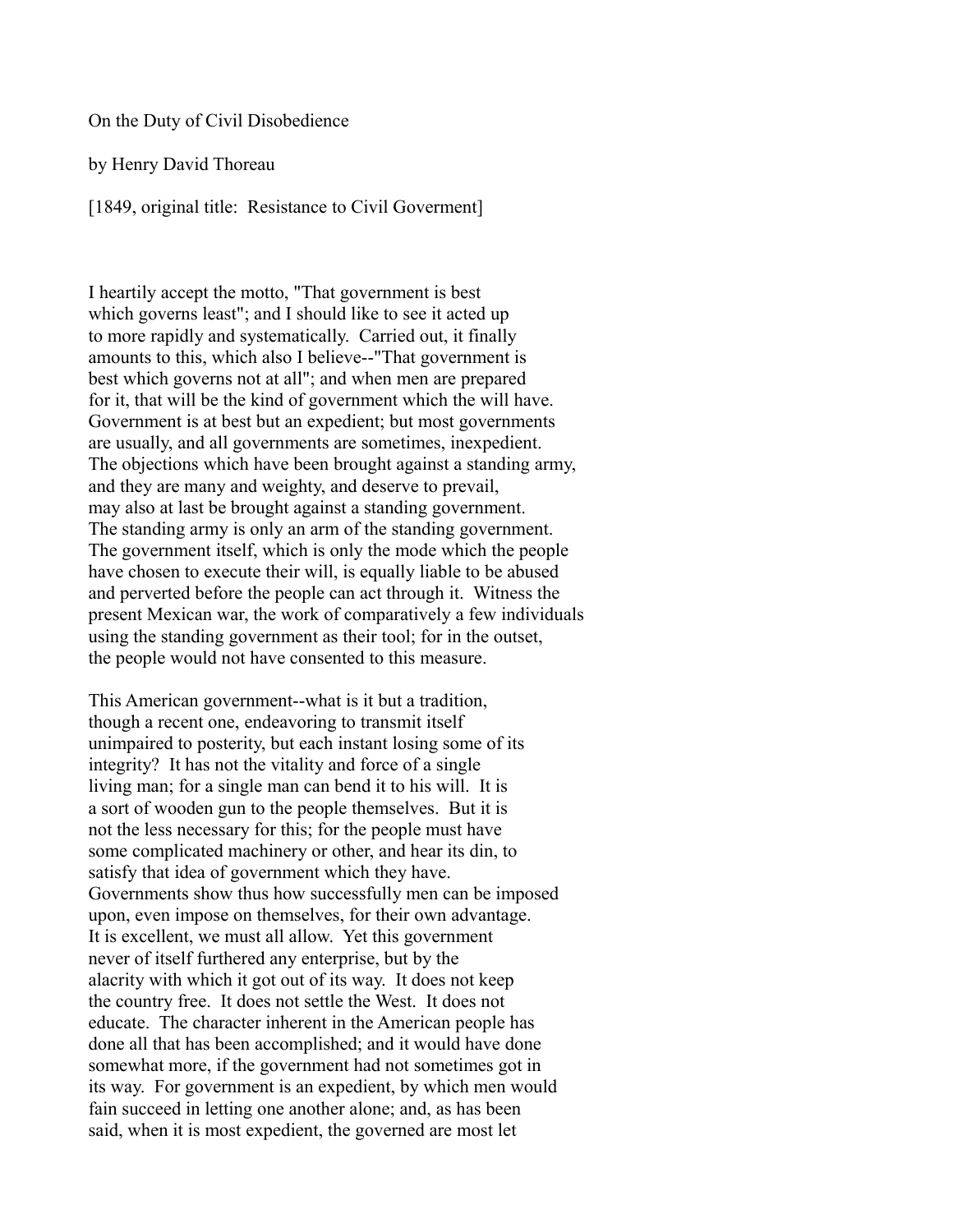# On the Duty of Civil Disobedience

by Henry David Thoreau

[1849, original title: Resistance to Civil Goverment]

I heartily accept the motto, "That government is best which governs least"; and I should like to see it acted up to more rapidly and systematically. Carried out, it finally amounts to this, which also I believe--"That government is best which governs not at all"; and when men are prepared for it, that will be the kind of government which the will have. Government is at best but an expedient; but most governments are usually, and all governments are sometimes, inexpedient. The objections which have been brought against a standing army, and they are many and weighty, and deserve to prevail, may also at last be brought against a standing government. The standing army is only an arm of the standing government. The government itself, which is only the mode which the people have chosen to execute their will, is equally liable to be abused and perverted before the people can act through it. Witness the present Mexican war, the work of comparatively a few individuals using the standing government as their tool; for in the outset, the people would not have consented to this measure.

This American government--what is it but a tradition, though a recent one, endeavoring to transmit itself unimpaired to posterity, but each instant losing some of its integrity? It has not the vitality and force of a single living man; for a single man can bend it to his will. It is a sort of wooden gun to the people themselves. But it is not the less necessary for this; for the people must have some complicated machinery or other, and hear its din, to satisfy that idea of government which they have. Governments show thus how successfully men can be imposed upon, even impose on themselves, for their own advantage. It is excellent, we must all allow. Yet this government never of itself furthered any enterprise, but by the alacrity with which it got out of its way. It does not keep the country free. It does not settle the West. It does not educate. The character inherent in the American people has done all that has been accomplished; and it would have done somewhat more, if the government had not sometimes got in its way. For government is an expedient, by which men would fain succeed in letting one another alone; and, as has been said, when it is most expedient, the governed are most let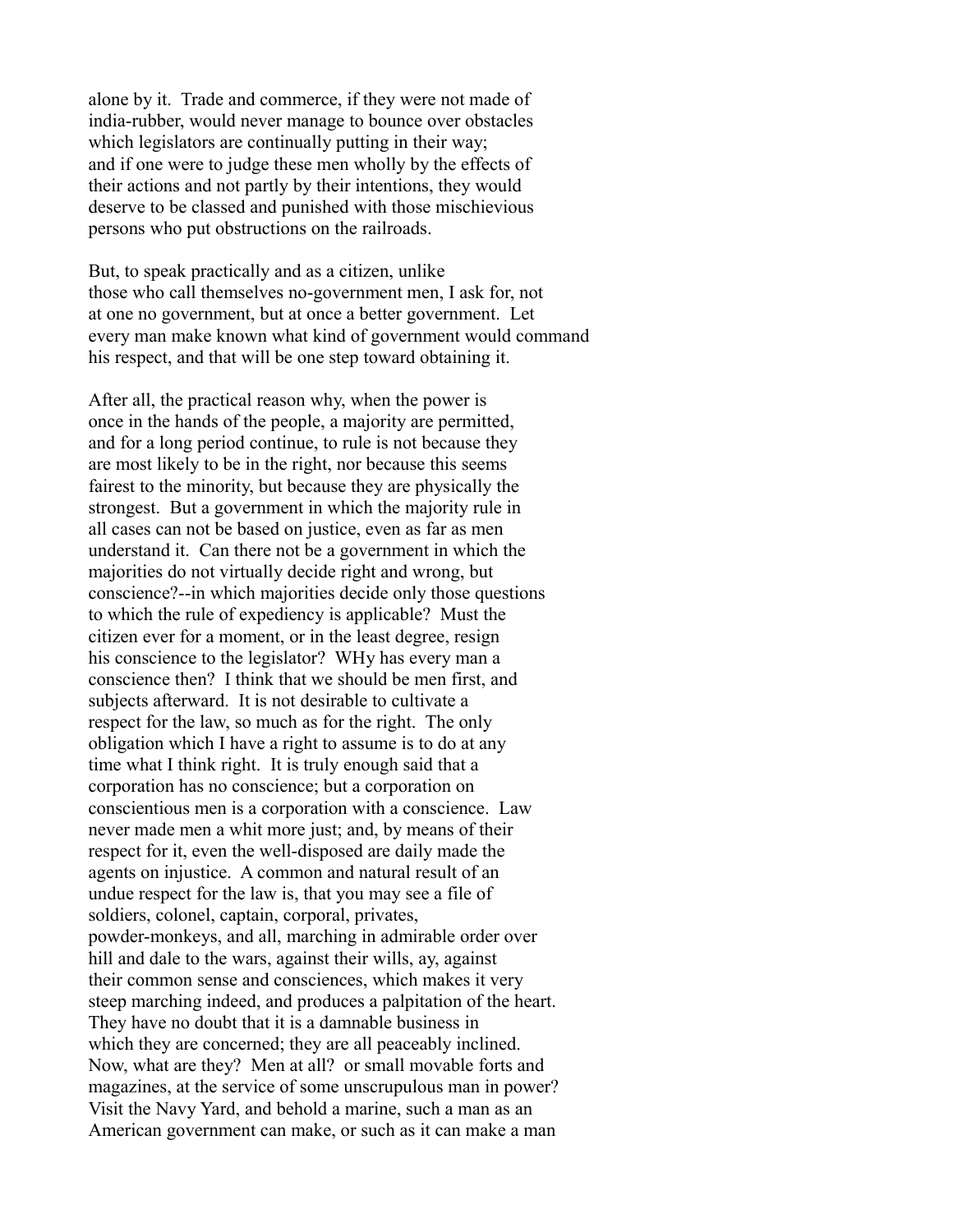alone by it. Trade and commerce, if they were not made of india-rubber, would never manage to bounce over obstacles which legislators are continually putting in their way; and if one were to judge these men wholly by the effects of their actions and not partly by their intentions, they would deserve to be classed and punished with those mischievious persons who put obstructions on the railroads.

But, to speak practically and as a citizen, unlike those who call themselves no-government men, I ask for, not at one no government, but at once a better government. Let every man make known what kind of government would command his respect, and that will be one step toward obtaining it.

After all, the practical reason why, when the power is once in the hands of the people, a majority are permitted, and for a long period continue, to rule is not because they are most likely to be in the right, nor because this seems fairest to the minority, but because they are physically the strongest. But a government in which the majority rule in all cases can not be based on justice, even as far as men understand it. Can there not be a government in which the majorities do not virtually decide right and wrong, but conscience?--in which majorities decide only those questions to which the rule of expediency is applicable? Must the citizen ever for a moment, or in the least degree, resign his conscience to the legislator? WHy has every man a conscience then? I think that we should be men first, and subjects afterward. It is not desirable to cultivate a respect for the law, so much as for the right. The only obligation which I have a right to assume is to do at any time what I think right. It is truly enough said that a corporation has no conscience; but a corporation on conscientious men is a corporation with a conscience. Law never made men a whit more just; and, by means of their respect for it, even the well-disposed are daily made the agents on injustice. A common and natural result of an undue respect for the law is, that you may see a file of soldiers, colonel, captain, corporal, privates, powder-monkeys, and all, marching in admirable order over hill and dale to the wars, against their wills, ay, against their common sense and consciences, which makes it very steep marching indeed, and produces a palpitation of the heart. They have no doubt that it is a damnable business in which they are concerned; they are all peaceably inclined. Now, what are they? Men at all? or small movable forts and magazines, at the service of some unscrupulous man in power? Visit the Navy Yard, and behold a marine, such a man as an American government can make, or such as it can make a man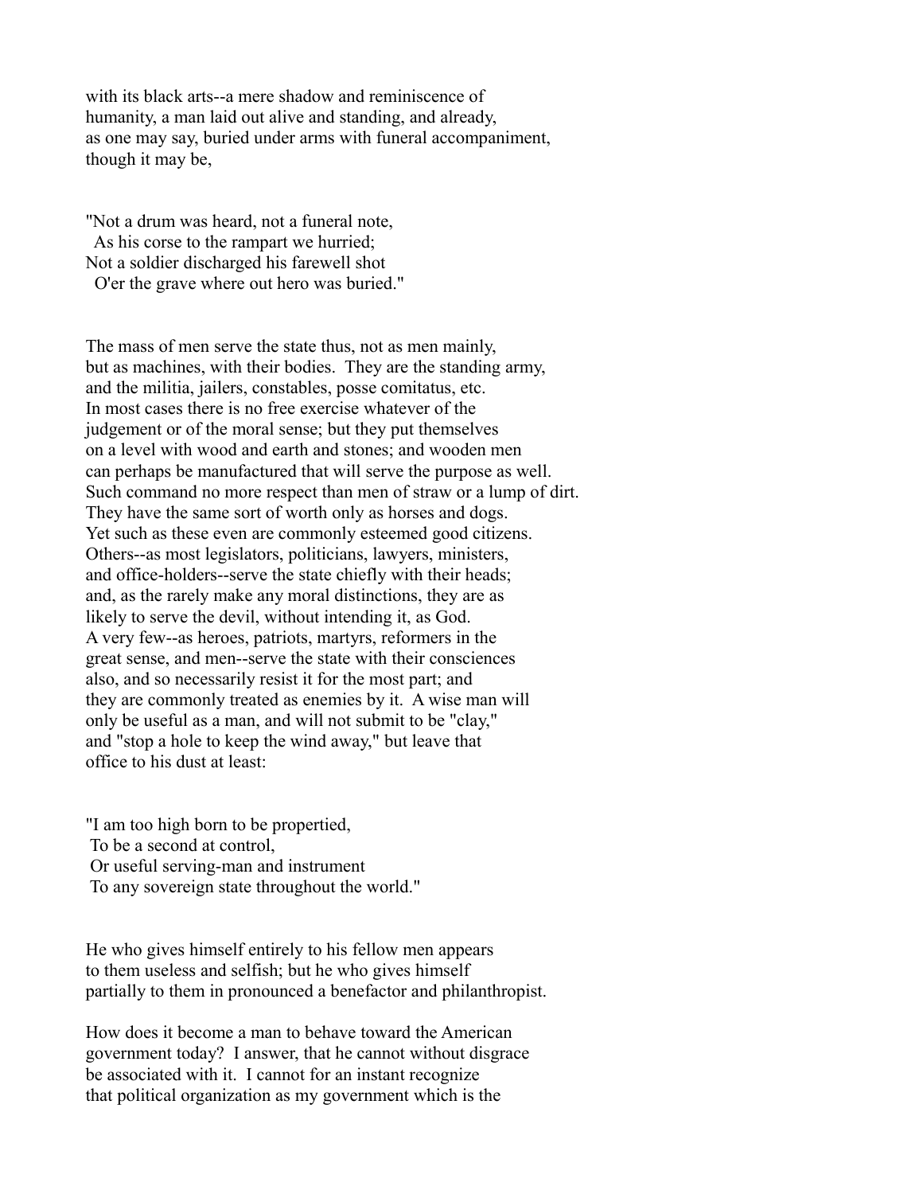with its black arts--a mere shadow and reminiscence of humanity, a man laid out alive and standing, and already, as one may say, buried under arms with funeral accompaniment, though it may be,

"Not a drum was heard, not a funeral note,
  As his corse to the rampart we hurried;
Not a soldier discharged his farewell shot
  O'er the grave where out hero was buried."

The mass of men serve the state thus, not as men mainly, but as machines, with their bodies. They are the standing army, and the militia, jailers, constables, posse comitatus, etc. In most cases there is no free exercise whatever of the judgement or of the moral sense; but they put themselves on a level with wood and earth and stones; and wooden men can perhaps be manufactured that will serve the purpose as well. Such command no more respect than men of straw or a lump of dirt. They have the same sort of worth only as horses and dogs. Yet such as these even are commonly esteemed good citizens. Others--as most legislators, politicians, lawyers, ministers, and office-holders--serve the state chiefly with their heads; and, as the rarely make any moral distinctions, they are as likely to serve the devil, without intending it, as God. A very few--as heroes, patriots, martyrs, reformers in the great sense, and men--serve the state with their consciences also, and so necessarily resist it for the most part; and they are commonly treated as enemies by it. A wise man will only be useful as a man, and will not submit to be "clay," and "stop a hole to keep the wind away," but leave that office to his dust at least:

"I am too high born to be propertied,
 To be a second at control,
 Or useful serving-man and instrument
 To any sovereign state throughout the world."

He who gives himself entirely to his fellow men appears to them useless and selfish; but he who gives himself partially to them in pronounced a benefactor and philanthropist.

How does it become a man to behave toward the American government today? I answer, that he cannot without disgrace be associated with it. I cannot for an instant recognize that political organization as my government which is the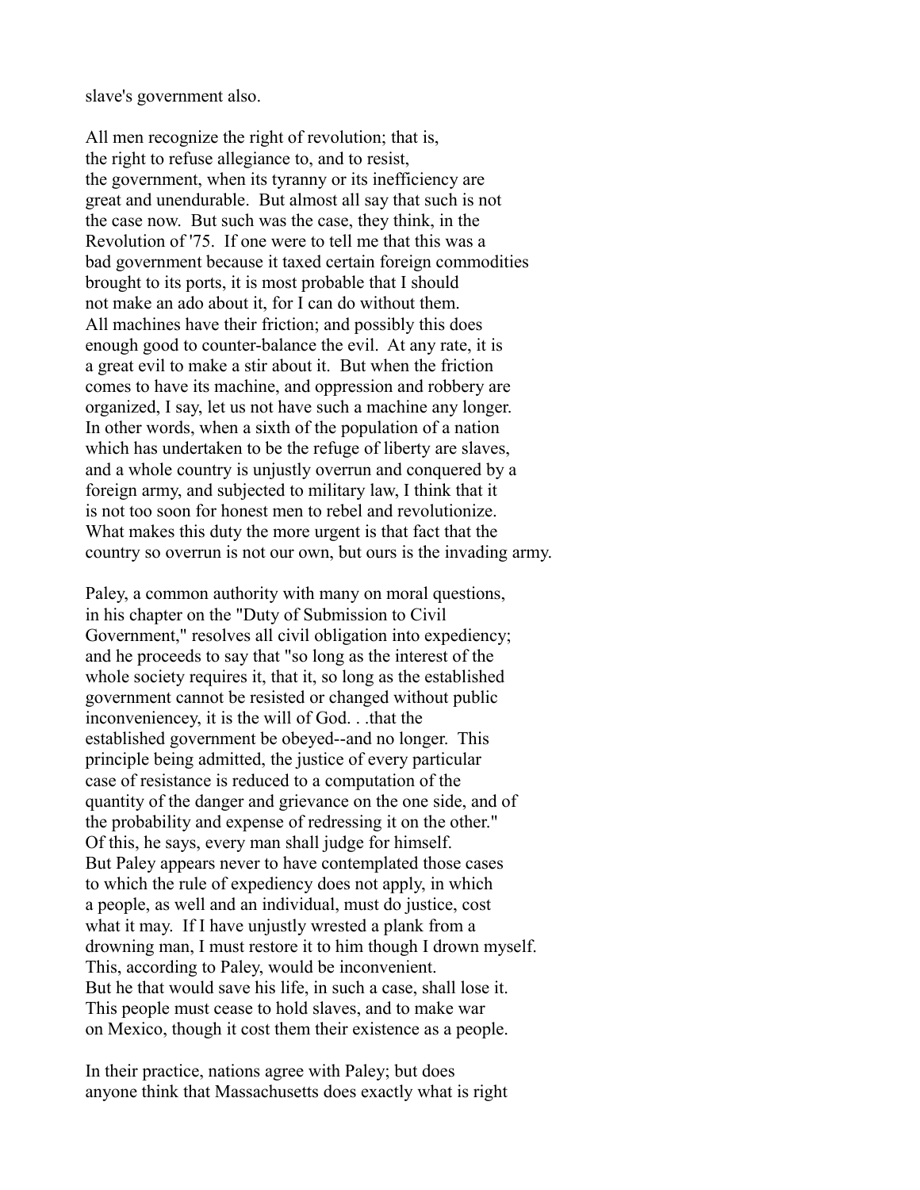slave's government also.

All men recognize the right of revolution; that is, the right to refuse allegiance to, and to resist, the government, when its tyranny or its inefficiency are great and unendurable. But almost all say that such is not the case now. But such was the case, they think, in the Revolution of '75. If one were to tell me that this was a bad government because it taxed certain foreign commodities brought to its ports, it is most probable that I should not make an ado about it, for I can do without them. All machines have their friction; and possibly this does enough good to counter-balance the evil. At any rate, it is a great evil to make a stir about it. But when the friction comes to have its machine, and oppression and robbery are organized, I say, let us not have such a machine any longer. In other words, when a sixth of the population of a nation which has undertaken to be the refuge of liberty are slaves, and a whole country is unjustly overrun and conquered by a foreign army, and subjected to military law, I think that it is not too soon for honest men to rebel and revolutionize. What makes this duty the more urgent is that fact that the country so overrun is not our own, but ours is the invading army.

Paley, a common authority with many on moral questions, in his chapter on the "Duty of Submission to Civil Government," resolves all civil obligation into expediency; and he proceeds to say that "so long as the interest of the whole society requires it, that it, so long as the established government cannot be resisted or changed without public inconveniencey, it is the will of God. . .that the established government be obeyed--and no longer. This principle being admitted, the justice of every particular case of resistance is reduced to a computation of the quantity of the danger and grievance on the one side, and of the probability and expense of redressing it on the other." Of this, he says, every man shall judge for himself. But Paley appears never to have contemplated those cases to which the rule of expediency does not apply, in which a people, as well and an individual, must do justice, cost what it may. If I have unjustly wrested a plank from a drowning man, I must restore it to him though I drown myself. This, according to Paley, would be inconvenient. But he that would save his life, in such a case, shall lose it. This people must cease to hold slaves, and to make war on Mexico, though it cost them their existence as a people.

In their practice, nations agree with Paley; but does anyone think that Massachusetts does exactly what is right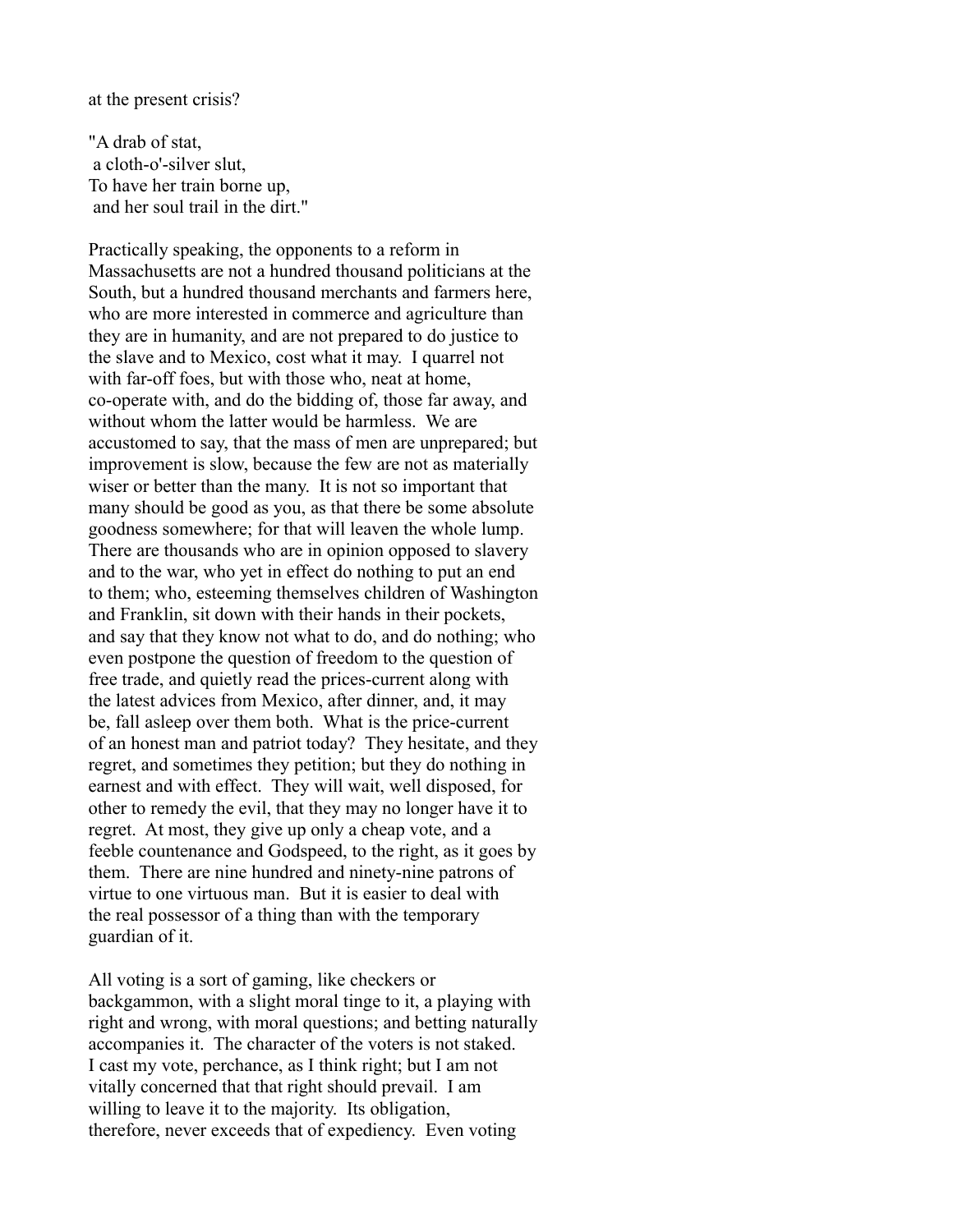at the present crisis?

"A drab of stat,
 a cloth-o'-silver slut,
To have her train borne up,
 and her soul trail in the dirt."

Practically speaking, the opponents to a reform in Massachusetts are not a hundred thousand politicians at the South, but a hundred thousand merchants and farmers here, who are more interested in commerce and agriculture than they are in humanity, and are not prepared to do justice to the slave and to Mexico, cost what it may. I quarrel not with far-off foes, but with those who, neat at home, co-operate with, and do the bidding of, those far away, and without whom the latter would be harmless. We are accustomed to say, that the mass of men are unprepared; but improvement is slow, because the few are not as materially wiser or better than the many. It is not so important that many should be good as you, as that there be some absolute goodness somewhere; for that will leaven the whole lump. There are thousands who are in opinion opposed to slavery and to the war, who yet in effect do nothing to put an end to them; who, esteeming themselves children of Washington and Franklin, sit down with their hands in their pockets, and say that they know not what to do, and do nothing; who even postpone the question of freedom to the question of free trade, and quietly read the prices-current along with the latest advices from Mexico, after dinner, and, it may be, fall asleep over them both. What is the price-current of an honest man and patriot today? They hesitate, and they regret, and sometimes they petition; but they do nothing in earnest and with effect. They will wait, well disposed, for other to remedy the evil, that they may no longer have it to regret. At most, they give up only a cheap vote, and a feeble countenance and Godspeed, to the right, as it goes by them. There are nine hundred and ninety-nine patrons of virtue to one virtuous man. But it is easier to deal with the real possessor of a thing than with the temporary guardian of it.

All voting is a sort of gaming, like checkers or backgammon, with a slight moral tinge to it, a playing with right and wrong, with moral questions; and betting naturally accompanies it. The character of the voters is not staked. I cast my vote, perchance, as I think right; but I am not vitally concerned that that right should prevail. I am willing to leave it to the majority. Its obligation, therefore, never exceeds that of expediency. Even voting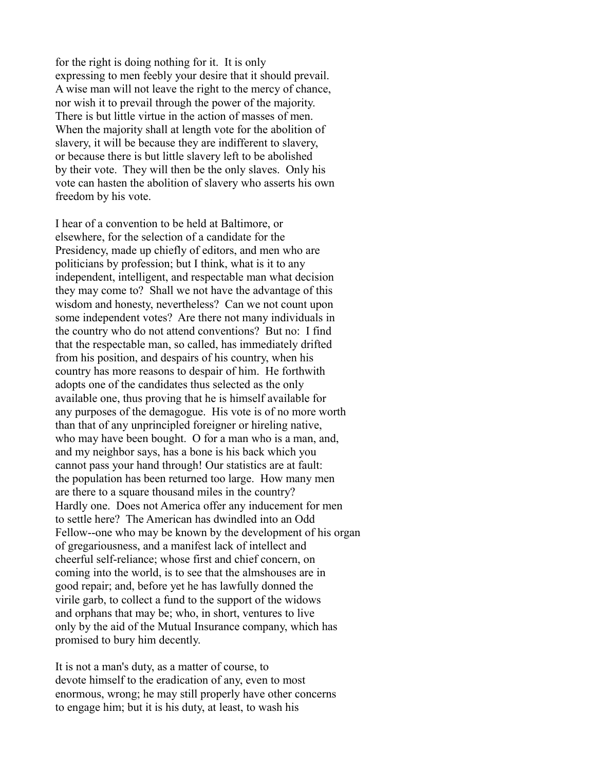for the right is doing nothing for it. It is only expressing to men feebly your desire that it should prevail. A wise man will not leave the right to the mercy of chance, nor wish it to prevail through the power of the majority. There is but little virtue in the action of masses of men. When the majority shall at length vote for the abolition of slavery, it will be because they are indifferent to slavery, or because there is but little slavery left to be abolished by their vote. They will then be the only slaves. Only his vote can hasten the abolition of slavery who asserts his own freedom by his vote.

I hear of a convention to be held at Baltimore, or elsewhere, for the selection of a candidate for the Presidency, made up chiefly of editors, and men who are politicians by profession; but I think, what is it to any independent, intelligent, and respectable man what decision they may come to? Shall we not have the advantage of this wisdom and honesty, nevertheless? Can we not count upon some independent votes? Are there not many individuals in the country who do not attend conventions? But no: I find that the respectable man, so called, has immediately drifted from his position, and despairs of his country, when his country has more reasons to despair of him. He forthwith adopts one of the candidates thus selected as the only available one, thus proving that he is himself available for any purposes of the demagogue. His vote is of no more worth than that of any unprincipled foreigner or hireling native, who may have been bought. O for a man who is a man, and, and my neighbor says, has a bone is his back which you cannot pass your hand through! Our statistics are at fault: the population has been returned too large. How many men are there to a square thousand miles in the country? Hardly one. Does not America offer any inducement for men to settle here? The American has dwindled into an Odd Fellow--one who may be known by the development of his organ of gregariousness, and a manifest lack of intellect and cheerful self-reliance; whose first and chief concern, on coming into the world, is to see that the almshouses are in good repair; and, before yet he has lawfully donned the virile garb, to collect a fund to the support of the widows and orphans that may be; who, in short, ventures to live only by the aid of the Mutual Insurance company, which has promised to bury him decently.

It is not a man's duty, as a matter of course, to devote himself to the eradication of any, even to most enormous, wrong; he may still properly have other concerns to engage him; but it is his duty, at least, to wash his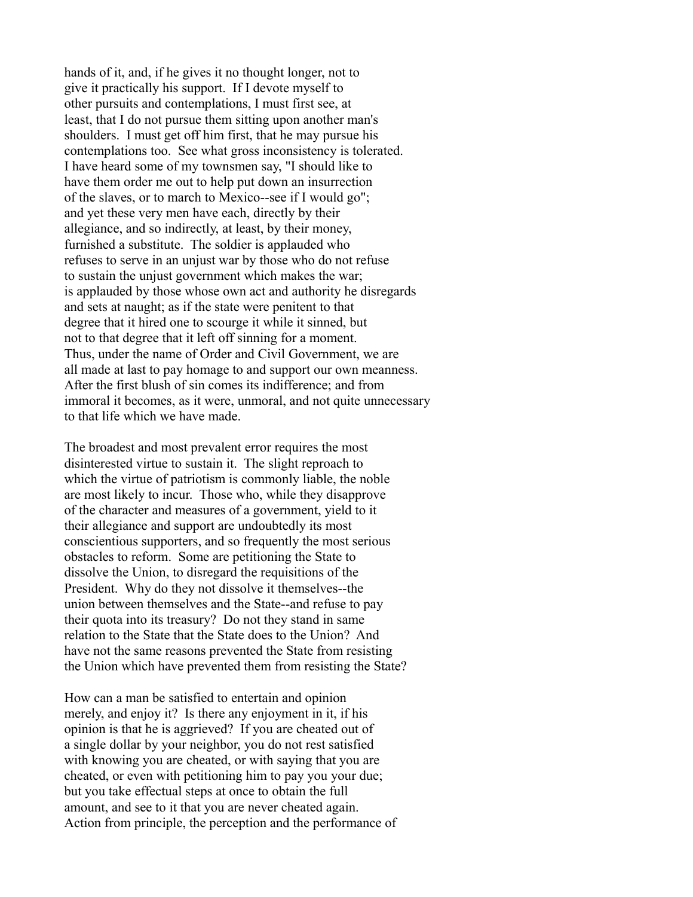hands of it, and, if he gives it no thought longer, not to give it practically his support. If I devote myself to other pursuits and contemplations, I must first see, at least, that I do not pursue them sitting upon another man's shoulders. I must get off him first, that he may pursue his contemplations too. See what gross inconsistency is tolerated. I have heard some of my townsmen say, "I should like to have them order me out to help put down an insurrection of the slaves, or to march to Mexico--see if I would go"; and yet these very men have each, directly by their allegiance, and so indirectly, at least, by their money, furnished a substitute. The soldier is applauded who refuses to serve in an unjust war by those who do not refuse to sustain the unjust government which makes the war; is applauded by those whose own act and authority he disregards and sets at naught; as if the state were penitent to that degree that it hired one to scourge it while it sinned, but not to that degree that it left off sinning for a moment. Thus, under the name of Order and Civil Government, we are all made at last to pay homage to and support our own meanness. After the first blush of sin comes its indifference; and from immoral it becomes, as it were, unmoral, and not quite unnecessary to that life which we have made.

The broadest and most prevalent error requires the most disinterested virtue to sustain it. The slight reproach to which the virtue of patriotism is commonly liable, the noble are most likely to incur. Those who, while they disapprove of the character and measures of a government, yield to it their allegiance and support are undoubtedly its most conscientious supporters, and so frequently the most serious obstacles to reform. Some are petitioning the State to dissolve the Union, to disregard the requisitions of the President. Why do they not dissolve it themselves--the union between themselves and the State--and refuse to pay their quota into its treasury? Do not they stand in same relation to the State that the State does to the Union? And have not the same reasons prevented the State from resisting the Union which have prevented them from resisting the State?

How can a man be satisfied to entertain and opinion merely, and enjoy it? Is there any enjoyment in it, if his opinion is that he is aggrieved? If you are cheated out of a single dollar by your neighbor, you do not rest satisfied with knowing you are cheated, or with saying that you are cheated, or even with petitioning him to pay you your due; but you take effectual steps at once to obtain the full amount, and see to it that you are never cheated again. Action from principle, the perception and the performance of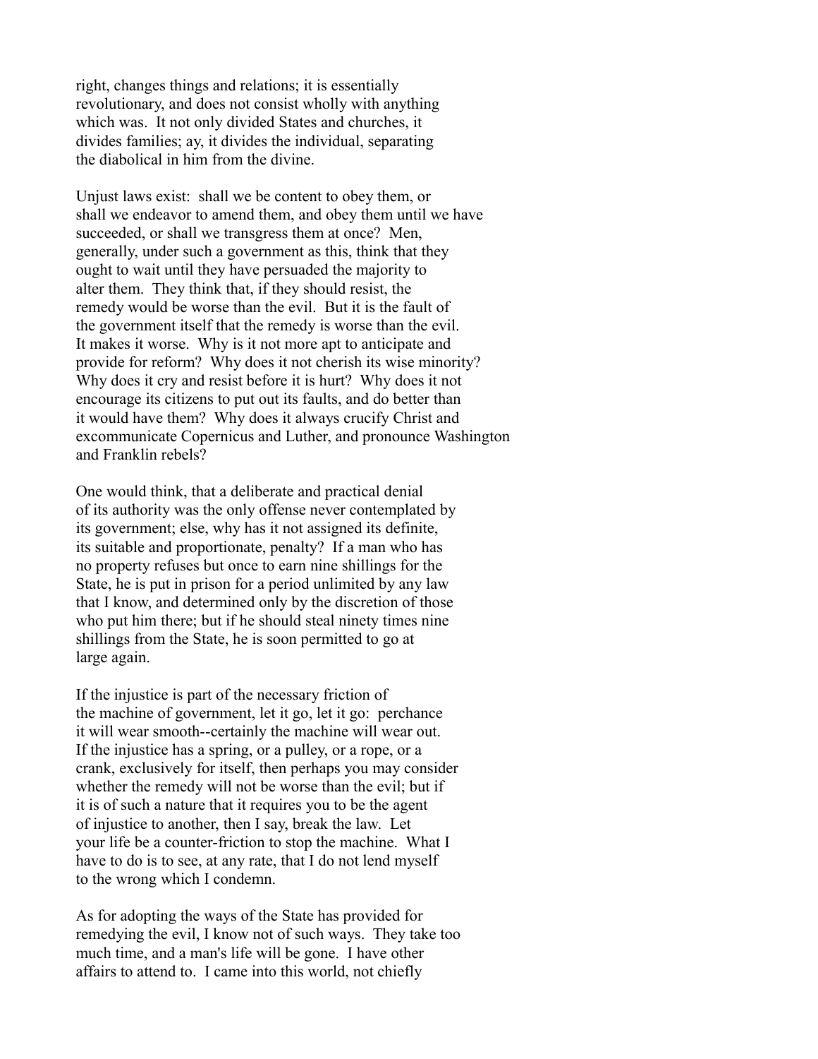right, changes things and relations; it is essentially revolutionary, and does not consist wholly with anything which was. It not only divided States and churches, it divides families; ay, it divides the individual, separating the diabolical in him from the divine.

Unjust laws exist: shall we be content to obey them, or shall we endeavor to amend them, and obey them until we have succeeded, or shall we transgress them at once? Men, generally, under such a government as this, think that they ought to wait until they have persuaded the majority to alter them. They think that, if they should resist, the remedy would be worse than the evil. But it is the fault of the government itself that the remedy is worse than the evil. It makes it worse. Why is it not more apt to anticipate and provide for reform? Why does it not cherish its wise minority? Why does it cry and resist before it is hurt? Why does it not encourage its citizens to put out its faults, and do better than it would have them? Why does it always crucify Christ and excommunicate Copernicus and Luther, and pronounce Washington and Franklin rebels?

One would think, that a deliberate and practical denial of its authority was the only offense never contemplated by its government; else, why has it not assigned its definite, its suitable and proportionate, penalty? If a man who has no property refuses but once to earn nine shillings for the State, he is put in prison for a period unlimited by any law that I know, and determined only by the discretion of those who put him there; but if he should steal ninety times nine shillings from the State, he is soon permitted to go at large again.

If the injustice is part of the necessary friction of the machine of government, let it go, let it go: perchance it will wear smooth--certainly the machine will wear out. If the injustice has a spring, or a pulley, or a rope, or a crank, exclusively for itself, then perhaps you may consider whether the remedy will not be worse than the evil; but if it is of such a nature that it requires you to be the agent of injustice to another, then I say, break the law. Let your life be a counter-friction to stop the machine. What I have to do is to see, at any rate, that I do not lend myself to the wrong which I condemn.

As for adopting the ways of the State has provided for remedying the evil, I know not of such ways. They take too much time, and a man's life will be gone. I have other affairs to attend to. I came into this world, not chiefly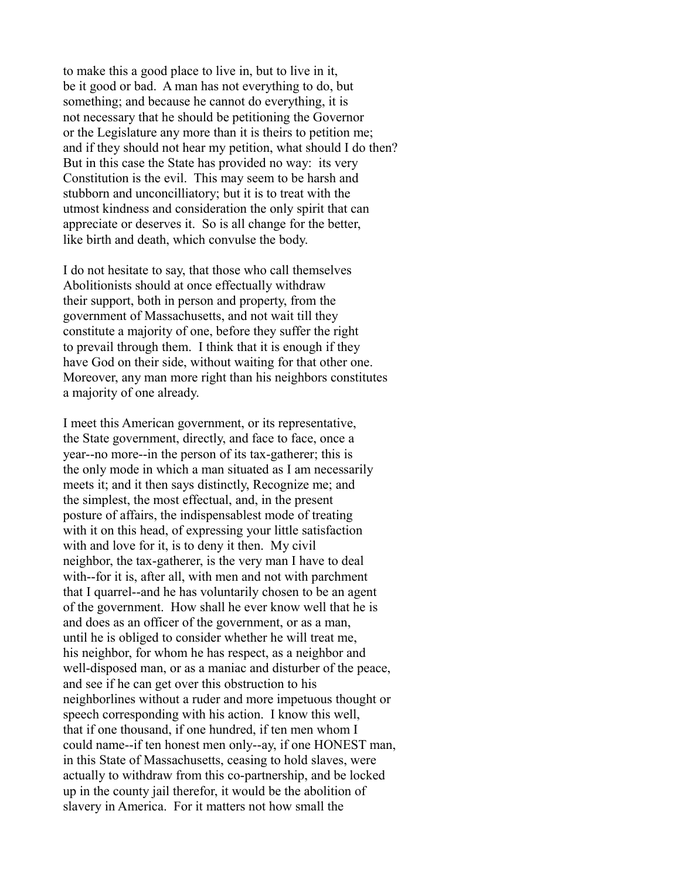to make this a good place to live in, but to live in it, be it good or bad. A man has not everything to do, but something; and because he cannot do everything, it is not necessary that he should be petitioning the Governor or the Legislature any more than it is theirs to petition me; and if they should not hear my petition, what should I do then? But in this case the State has provided no way: its very Constitution is the evil. This may seem to be harsh and stubborn and unconcilliatory; but it is to treat with the utmost kindness and consideration the only spirit that can appreciate or deserves it. So is all change for the better, like birth and death, which convulse the body.

I do not hesitate to say, that those who call themselves Abolitionists should at once effectually withdraw their support, both in person and property, from the government of Massachusetts, and not wait till they constitute a majority of one, before they suffer the right to prevail through them. I think that it is enough if they have God on their side, without waiting for that other one. Moreover, any man more right than his neighbors constitutes a majority of one already.

I meet this American government, or its representative, the State government, directly, and face to face, once a year--no more--in the person of its tax-gatherer; this is the only mode in which a man situated as I am necessarily meets it; and it then says distinctly, Recognize me; and the simplest, the most effectual, and, in the present posture of affairs, the indispensablest mode of treating with it on this head, of expressing your little satisfaction with and love for it, is to deny it then. My civil neighbor, the tax-gatherer, is the very man I have to deal with--for it is, after all, with men and not with parchment that I quarrel--and he has voluntarily chosen to be an agent of the government. How shall he ever know well that he is and does as an officer of the government, or as a man, until he is obliged to consider whether he will treat me, his neighbor, for whom he has respect, as a neighbor and well-disposed man, or as a maniac and disturber of the peace, and see if he can get over this obstruction to his neighborlines without a ruder and more impetuous thought or speech corresponding with his action. I know this well, that if one thousand, if one hundred, if ten men whom I could name--if ten honest men only--ay, if one HONEST man, in this State of Massachusetts, ceasing to hold slaves, were actually to withdraw from this co-partnership, and be locked up in the county jail therefor, it would be the abolition of slavery in America. For it matters not how small the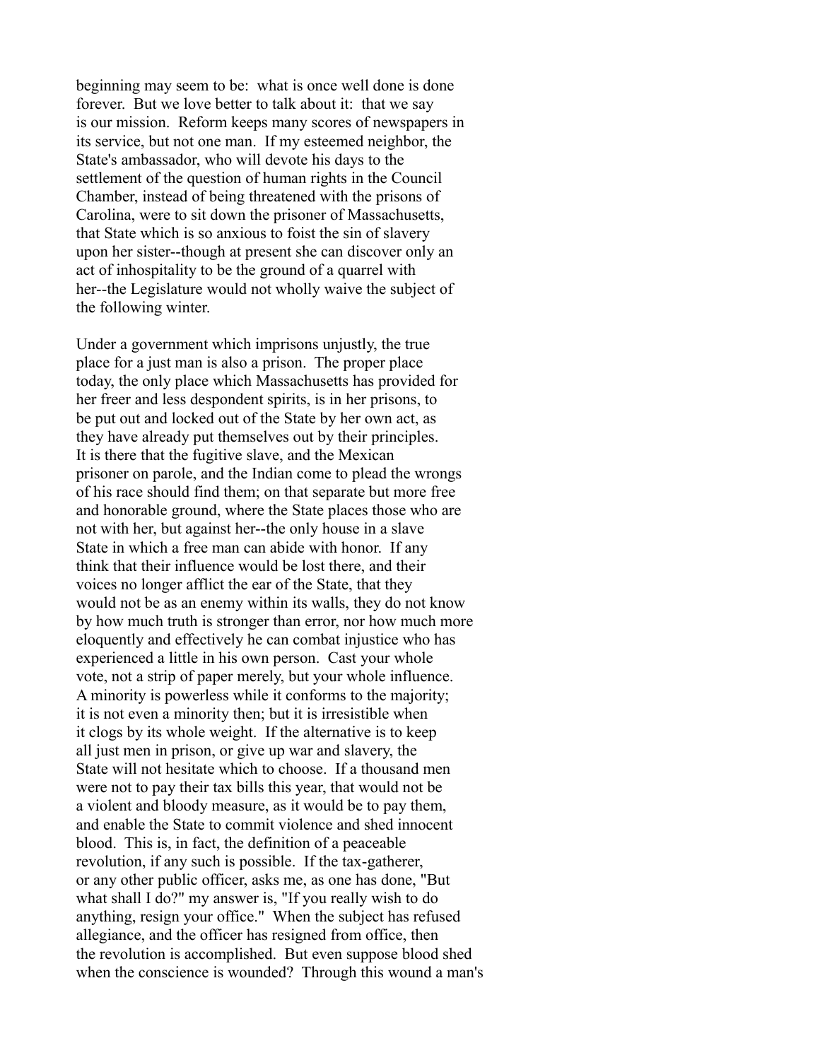beginning may seem to be: what is once well done is done forever. But we love better to talk about it: that we say is our mission. Reform keeps many scores of newspapers in its service, but not one man. If my esteemed neighbor, the State's ambassador, who will devote his days to the settlement of the question of human rights in the Council Chamber, instead of being threatened with the prisons of Carolina, were to sit down the prisoner of Massachusetts, that State which is so anxious to foist the sin of slavery upon her sister--though at present she can discover only an act of inhospitality to be the ground of a quarrel with her--the Legislature would not wholly waive the subject of the following winter.

Under a government which imprisons unjustly, the true place for a just man is also a prison. The proper place today, the only place which Massachusetts has provided for her freer and less despondent spirits, is in her prisons, to be put out and locked out of the State by her own act, as they have already put themselves out by their principles. It is there that the fugitive slave, and the Mexican prisoner on parole, and the Indian come to plead the wrongs of his race should find them; on that separate but more free and honorable ground, where the State places those who are not with her, but against her--the only house in a slave State in which a free man can abide with honor. If any think that their influence would be lost there, and their voices no longer afflict the ear of the State, that they would not be as an enemy within its walls, they do not know by how much truth is stronger than error, nor how much more eloquently and effectively he can combat injustice who has experienced a little in his own person. Cast your whole vote, not a strip of paper merely, but your whole influence. A minority is powerless while it conforms to the majority; it is not even a minority then; but it is irresistible when it clogs by its whole weight. If the alternative is to keep all just men in prison, or give up war and slavery, the State will not hesitate which to choose. If a thousand men were not to pay their tax bills this year, that would not be a violent and bloody measure, as it would be to pay them, and enable the State to commit violence and shed innocent blood. This is, in fact, the definition of a peaceable revolution, if any such is possible. If the tax-gatherer, or any other public officer, asks me, as one has done, "But what shall I do?" my answer is, "If you really wish to do anything, resign your office." When the subject has refused allegiance, and the officer has resigned from office, then the revolution is accomplished. But even suppose blood shed when the conscience is wounded? Through this wound a man's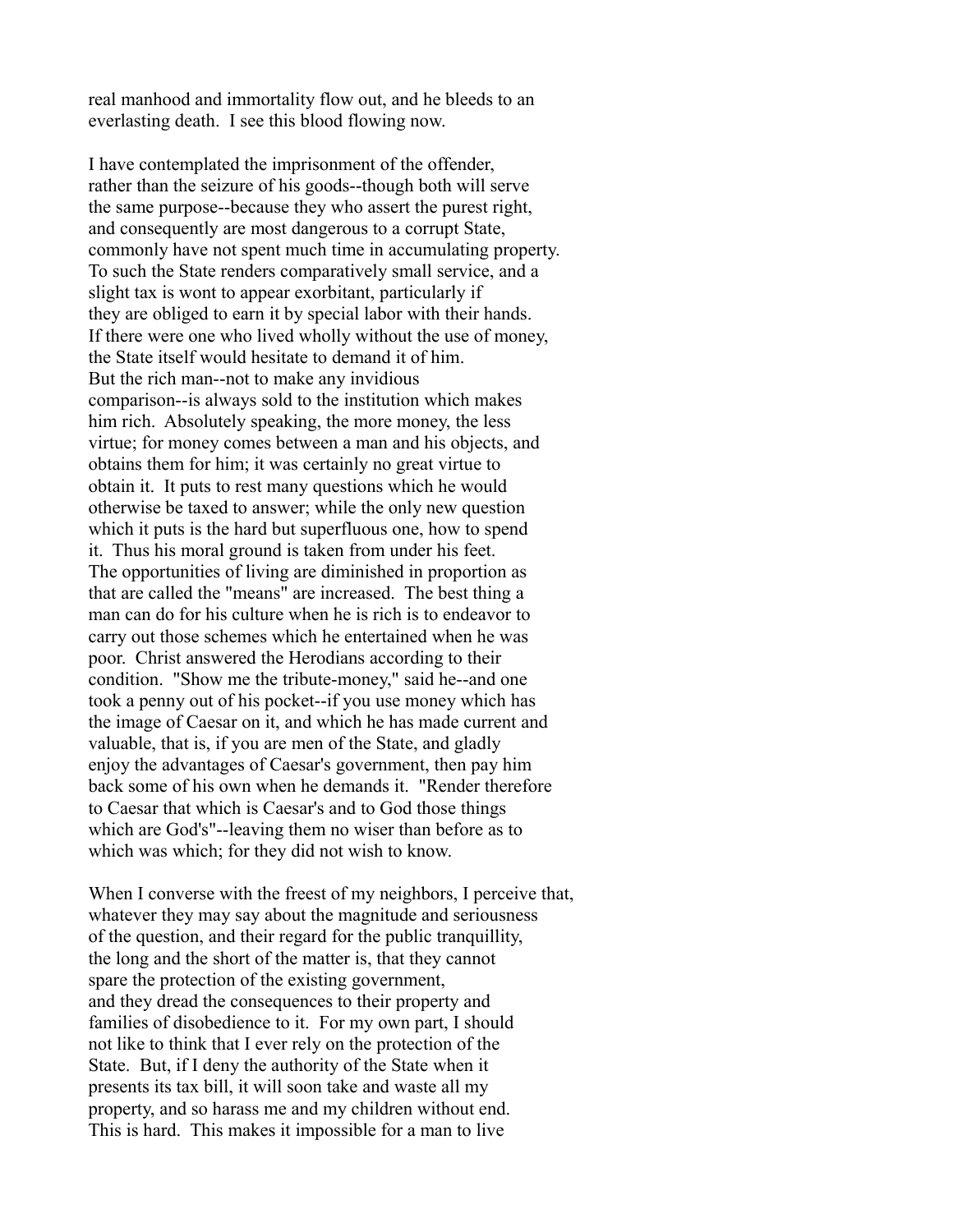real manhood and immortality flow out, and he bleeds to an everlasting death. I see this blood flowing now.

I have contemplated the imprisonment of the offender, rather than the seizure of his goods--though both will serve the same purpose--because they who assert the purest right, and consequently are most dangerous to a corrupt State, commonly have not spent much time in accumulating property. To such the State renders comparatively small service, and a slight tax is wont to appear exorbitant, particularly if they are obliged to earn it by special labor with their hands. If there were one who lived wholly without the use of money, the State itself would hesitate to demand it of him. But the rich man--not to make any invidious comparison--is always sold to the institution which makes him rich. Absolutely speaking, the more money, the less virtue; for money comes between a man and his objects, and obtains them for him; it was certainly no great virtue to obtain it. It puts to rest many questions which he would otherwise be taxed to answer; while the only new question which it puts is the hard but superfluous one, how to spend it. Thus his moral ground is taken from under his feet. The opportunities of living are diminished in proportion as that are called the "means" are increased. The best thing a man can do for his culture when he is rich is to endeavor to carry out those schemes which he entertained when he was poor. Christ answered the Herodians according to their condition. "Show me the tribute-money," said he--and one took a penny out of his pocket--if you use money which has the image of Caesar on it, and which he has made current and valuable, that is, if you are men of the State, and gladly enjoy the advantages of Caesar's government, then pay him back some of his own when he demands it. "Render therefore to Caesar that which is Caesar's and to God those things which are God's"--leaving them no wiser than before as to which was which; for they did not wish to know.

When I converse with the freest of my neighbors, I perceive that, whatever they may say about the magnitude and seriousness of the question, and their regard for the public tranquillity, the long and the short of the matter is, that they cannot spare the protection of the existing government, and they dread the consequences to their property and families of disobedience to it. For my own part, I should not like to think that I ever rely on the protection of the State. But, if I deny the authority of the State when it presents its tax bill, it will soon take and waste all my property, and so harass me and my children without end. This is hard. This makes it impossible for a man to live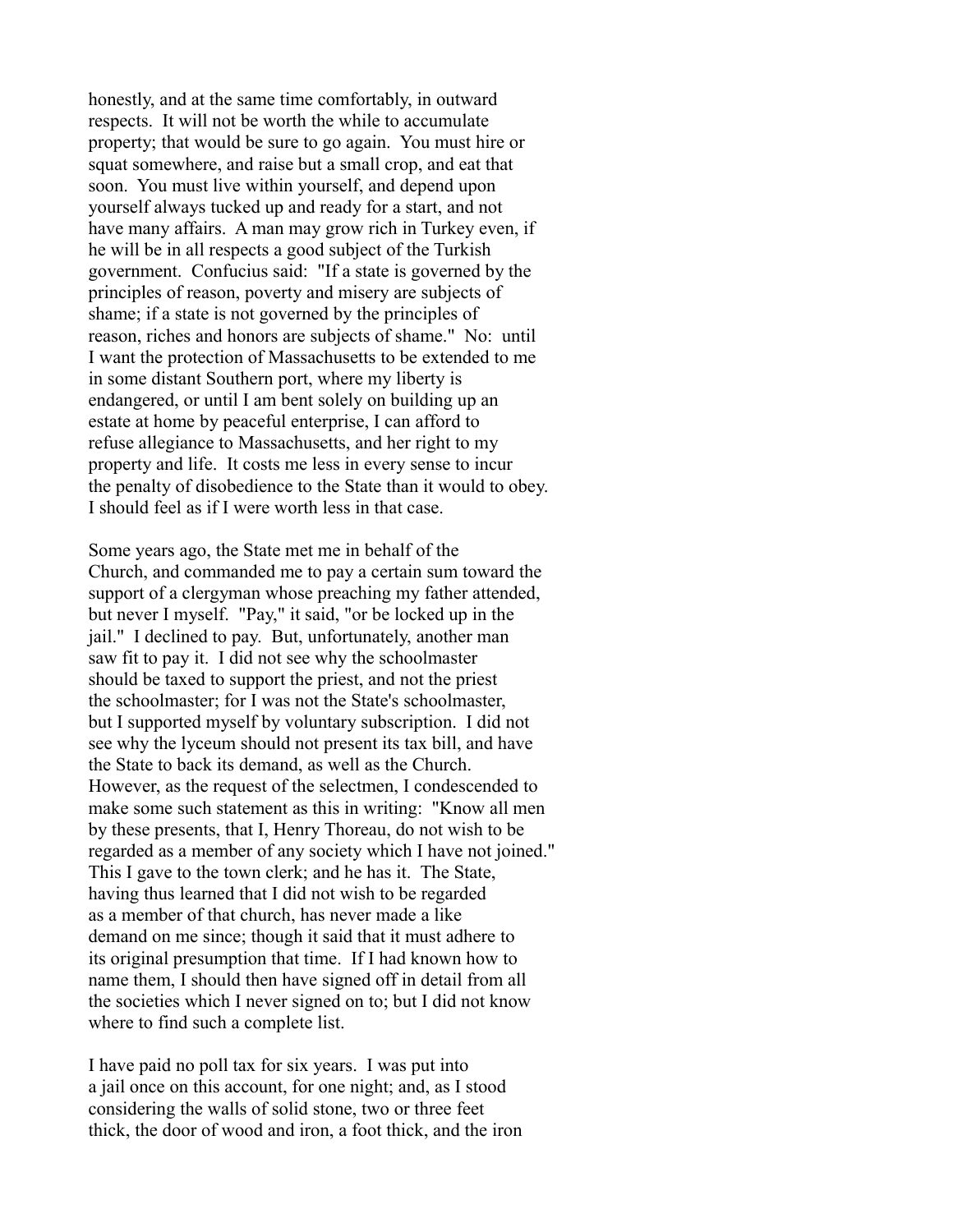honestly, and at the same time comfortably, in outward respects. It will not be worth the while to accumulate property; that would be sure to go again. You must hire or squat somewhere, and raise but a small crop, and eat that soon. You must live within yourself, and depend upon yourself always tucked up and ready for a start, and not have many affairs. A man may grow rich in Turkey even, if he will be in all respects a good subject of the Turkish government. Confucius said: "If a state is governed by the principles of reason, poverty and misery are subjects of shame; if a state is not governed by the principles of reason, riches and honors are subjects of shame." No: until I want the protection of Massachusetts to be extended to me in some distant Southern port, where my liberty is endangered, or until I am bent solely on building up an estate at home by peaceful enterprise, I can afford to refuse allegiance to Massachusetts, and her right to my property and life. It costs me less in every sense to incur the penalty of disobedience to the State than it would to obey. I should feel as if I were worth less in that case.

Some years ago, the State met me in behalf of the Church, and commanded me to pay a certain sum toward the support of a clergyman whose preaching my father attended, but never I myself. "Pay," it said, "or be locked up in the jail." I declined to pay. But, unfortunately, another man saw fit to pay it. I did not see why the schoolmaster should be taxed to support the priest, and not the priest the schoolmaster; for I was not the State's schoolmaster, but I supported myself by voluntary subscription. I did not see why the lyceum should not present its tax bill, and have the State to back its demand, as well as the Church. However, as the request of the selectmen, I condescended to make some such statement as this in writing: "Know all men by these presents, that I, Henry Thoreau, do not wish to be regarded as a member of any society which I have not joined." This I gave to the town clerk; and he has it. The State, having thus learned that I did not wish to be regarded as a member of that church, has never made a like demand on me since; though it said that it must adhere to its original presumption that time. If I had known how to name them, I should then have signed off in detail from all the societies which I never signed on to; but I did not know where to find such a complete list.

I have paid no poll tax for six years. I was put into a jail once on this account, for one night; and, as I stood considering the walls of solid stone, two or three feet thick, the door of wood and iron, a foot thick, and the iron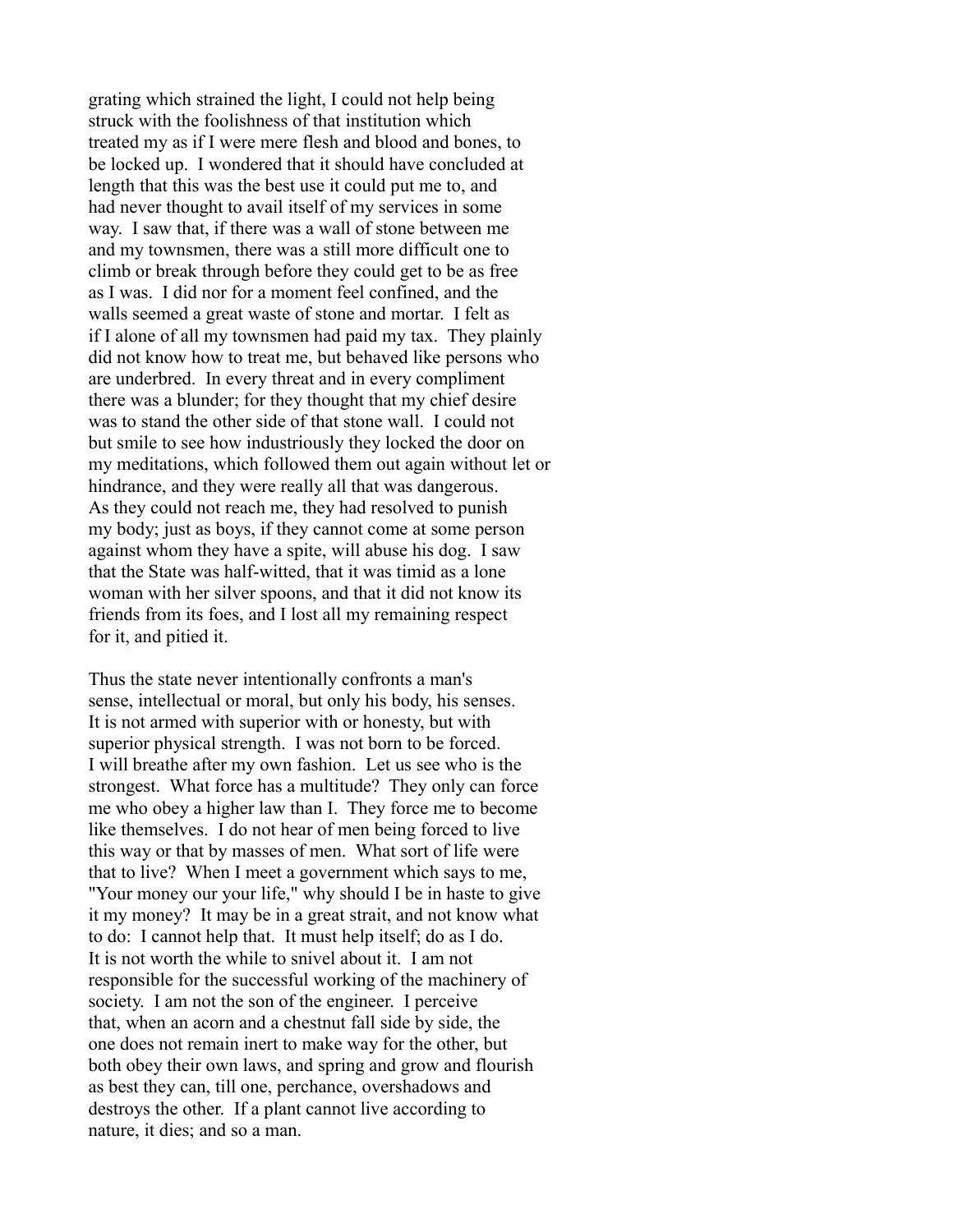grating which strained the light, I could not help being struck with the foolishness of that institution which treated my as if I were mere flesh and blood and bones, to be locked up. I wondered that it should have concluded at length that this was the best use it could put me to, and had never thought to avail itself of my services in some way. I saw that, if there was a wall of stone between me and my townsmen, there was a still more difficult one to climb or break through before they could get to be as free as I was. I did nor for a moment feel confined, and the walls seemed a great waste of stone and mortar. I felt as if I alone of all my townsmen had paid my tax. They plainly did not know how to treat me, but behaved like persons who are underbred. In every threat and in every compliment there was a blunder; for they thought that my chief desire was to stand the other side of that stone wall. I could not but smile to see how industriously they locked the door on my meditations, which followed them out again without let or hindrance, and they were really all that was dangerous. As they could not reach me, they had resolved to punish my body; just as boys, if they cannot come at some person against whom they have a spite, will abuse his dog. I saw that the State was half-witted, that it was timid as a lone woman with her silver spoons, and that it did not know its friends from its foes, and I lost all my remaining respect for it, and pitied it.

Thus the state never intentionally confronts a man's sense, intellectual or moral, but only his body, his senses. It is not armed with superior with or honesty, but with superior physical strength. I was not born to be forced. I will breathe after my own fashion. Let us see who is the strongest. What force has a multitude? They only can force me who obey a higher law than I. They force me to become like themselves. I do not hear of men being forced to live this way or that by masses of men. What sort of life were that to live? When I meet a government which says to me, "Your money our your life," why should I be in haste to give it my money? It may be in a great strait, and not know what to do: I cannot help that. It must help itself; do as I do. It is not worth the while to snivel about it. I am not responsible for the successful working of the machinery of society. I am not the son of the engineer. I perceive that, when an acorn and a chestnut fall side by side, the one does not remain inert to make way for the other, but both obey their own laws, and spring and grow and flourish as best they can, till one, perchance, overshadows and destroys the other. If a plant cannot live according to nature, it dies; and so a man.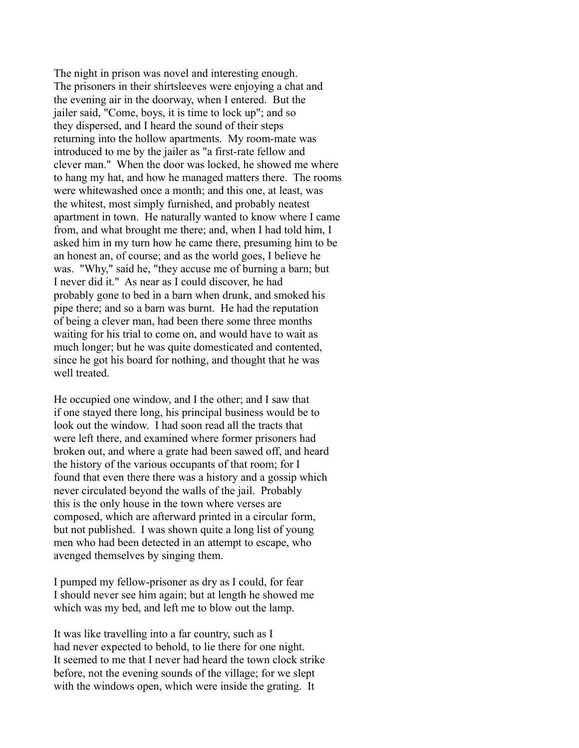The night in prison was novel and interesting enough. The prisoners in their shirtsleeves were enjoying a chat and the evening air in the doorway, when I entered. But the jailer said, "Come, boys, it is time to lock up"; and so they dispersed, and I heard the sound of their steps returning into the hollow apartments. My room-mate was introduced to me by the jailer as "a first-rate fellow and clever man." When the door was locked, he showed me where to hang my hat, and how he managed matters there. The rooms were whitewashed once a month; and this one, at least, was the whitest, most simply furnished, and probably neatest apartment in town. He naturally wanted to know where I came from, and what brought me there; and, when I had told him, I asked him in my turn how he came there, presuming him to be an honest an, of course; and as the world goes, I believe he was. "Why," said he, "they accuse me of burning a barn; but I never did it." As near as I could discover, he had probably gone to bed in a barn when drunk, and smoked his pipe there; and so a barn was burnt. He had the reputation of being a clever man, had been there some three months waiting for his trial to come on, and would have to wait as much longer; but he was quite domesticated and contented, since he got his board for nothing, and thought that he was well treated.

He occupied one window, and I the other; and I saw that if one stayed there long, his principal business would be to look out the window. I had soon read all the tracts that were left there, and examined where former prisoners had broken out, and where a grate had been sawed off, and heard the history of the various occupants of that room; for I found that even there there was a history and a gossip which never circulated beyond the walls of the jail. Probably this is the only house in the town where verses are composed, which are afterward printed in a circular form, but not published. I was shown quite a long list of young men who had been detected in an attempt to escape, who avenged themselves by singing them.

I pumped my fellow-prisoner as dry as I could, for fear I should never see him again; but at length he showed me which was my bed, and left me to blow out the lamp.

It was like travelling into a far country, such as I had never expected to behold, to lie there for one night. It seemed to me that I never had heard the town clock strike before, not the evening sounds of the village; for we slept with the windows open, which were inside the grating. It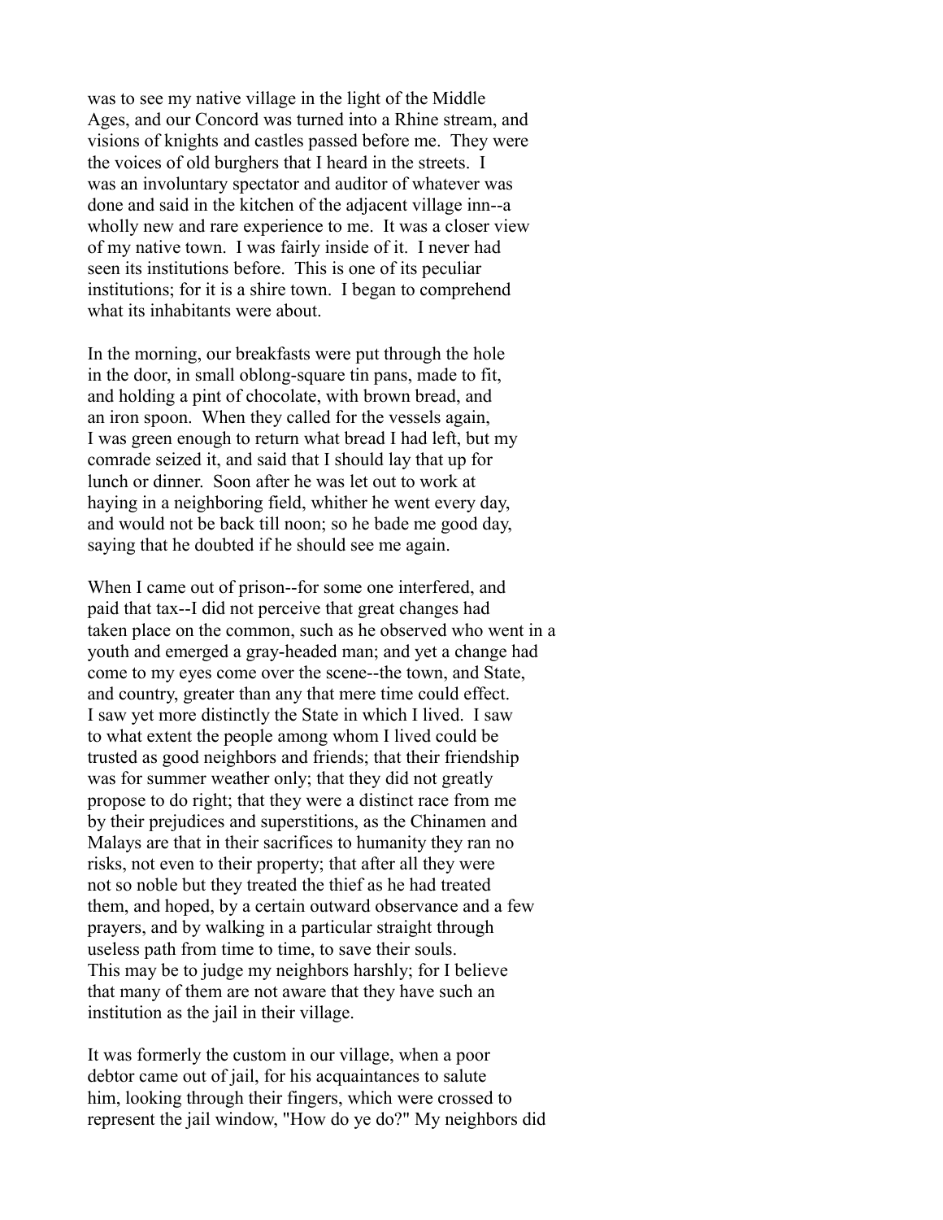was to see my native village in the light of the Middle Ages, and our Concord was turned into a Rhine stream, and visions of knights and castles passed before me. They were the voices of old burghers that I heard in the streets. I was an involuntary spectator and auditor of whatever was done and said in the kitchen of the adjacent village inn--a wholly new and rare experience to me. It was a closer view of my native town. I was fairly inside of it. I never had seen its institutions before. This is one of its peculiar institutions; for it is a shire town. I began to comprehend what its inhabitants were about.

In the morning, our breakfasts were put through the hole in the door, in small oblong-square tin pans, made to fit, and holding a pint of chocolate, with brown bread, and an iron spoon. When they called for the vessels again, I was green enough to return what bread I had left, but my comrade seized it, and said that I should lay that up for lunch or dinner. Soon after he was let out to work at haying in a neighboring field, whither he went every day, and would not be back till noon; so he bade me good day, saying that he doubted if he should see me again.

When I came out of prison--for some one interfered, and paid that tax--I did not perceive that great changes had taken place on the common, such as he observed who went in a youth and emerged a gray-headed man; and yet a change had come to my eyes come over the scene--the town, and State, and country, greater than any that mere time could effect. I saw yet more distinctly the State in which I lived. I saw to what extent the people among whom I lived could be trusted as good neighbors and friends; that their friendship was for summer weather only; that they did not greatly propose to do right; that they were a distinct race from me by their prejudices and superstitions, as the Chinamen and Malays are that in their sacrifices to humanity they ran no risks, not even to their property; that after all they were not so noble but they treated the thief as he had treated them, and hoped, by a certain outward observance and a few prayers, and by walking in a particular straight through useless path from time to time, to save their souls. This may be to judge my neighbors harshly; for I believe that many of them are not aware that they have such an institution as the jail in their village.

It was formerly the custom in our village, when a poor debtor came out of jail, for his acquaintances to salute him, looking through their fingers, which were crossed to represent the jail window, "How do ye do?" My neighbors did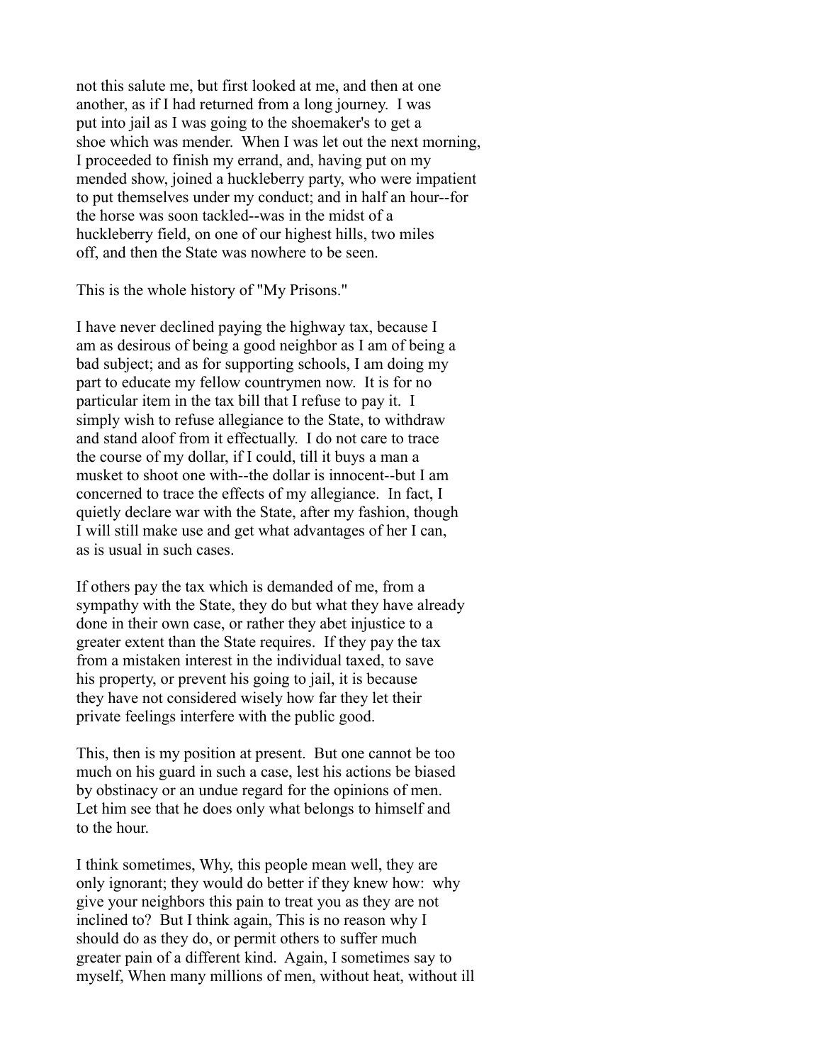not this salute me, but first looked at me, and then at one another, as if I had returned from a long journey. I was put into jail as I was going to the shoemaker's to get a shoe which was mender. When I was let out the next morning, I proceeded to finish my errand, and, having put on my mended show, joined a huckleberry party, who were impatient to put themselves under my conduct; and in half an hour--for the horse was soon tackled--was in the midst of a huckleberry field, on one of our highest hills, two miles off, and then the State was nowhere to be seen.

This is the whole history of "My Prisons."

I have never declined paying the highway tax, because I am as desirous of being a good neighbor as I am of being a bad subject; and as for supporting schools, I am doing my part to educate my fellow countrymen now. It is for no particular item in the tax bill that I refuse to pay it. I simply wish to refuse allegiance to the State, to withdraw and stand aloof from it effectually. I do not care to trace the course of my dollar, if I could, till it buys a man a musket to shoot one with--the dollar is innocent--but I am concerned to trace the effects of my allegiance. In fact, I quietly declare war with the State, after my fashion, though I will still make use and get what advantages of her I can, as is usual in such cases.

If others pay the tax which is demanded of me, from a sympathy with the State, they do but what they have already done in their own case, or rather they abet injustice to a greater extent than the State requires. If they pay the tax from a mistaken interest in the individual taxed, to save his property, or prevent his going to jail, it is because they have not considered wisely how far they let their private feelings interfere with the public good.

This, then is my position at present. But one cannot be too much on his guard in such a case, lest his actions be biased by obstinacy or an undue regard for the opinions of men. Let him see that he does only what belongs to himself and to the hour.

I think sometimes, Why, this people mean well, they are only ignorant; they would do better if they knew how: why give your neighbors this pain to treat you as they are not inclined to? But I think again, This is no reason why I should do as they do, or permit others to suffer much greater pain of a different kind. Again, I sometimes say to myself, When many millions of men, without heat, without ill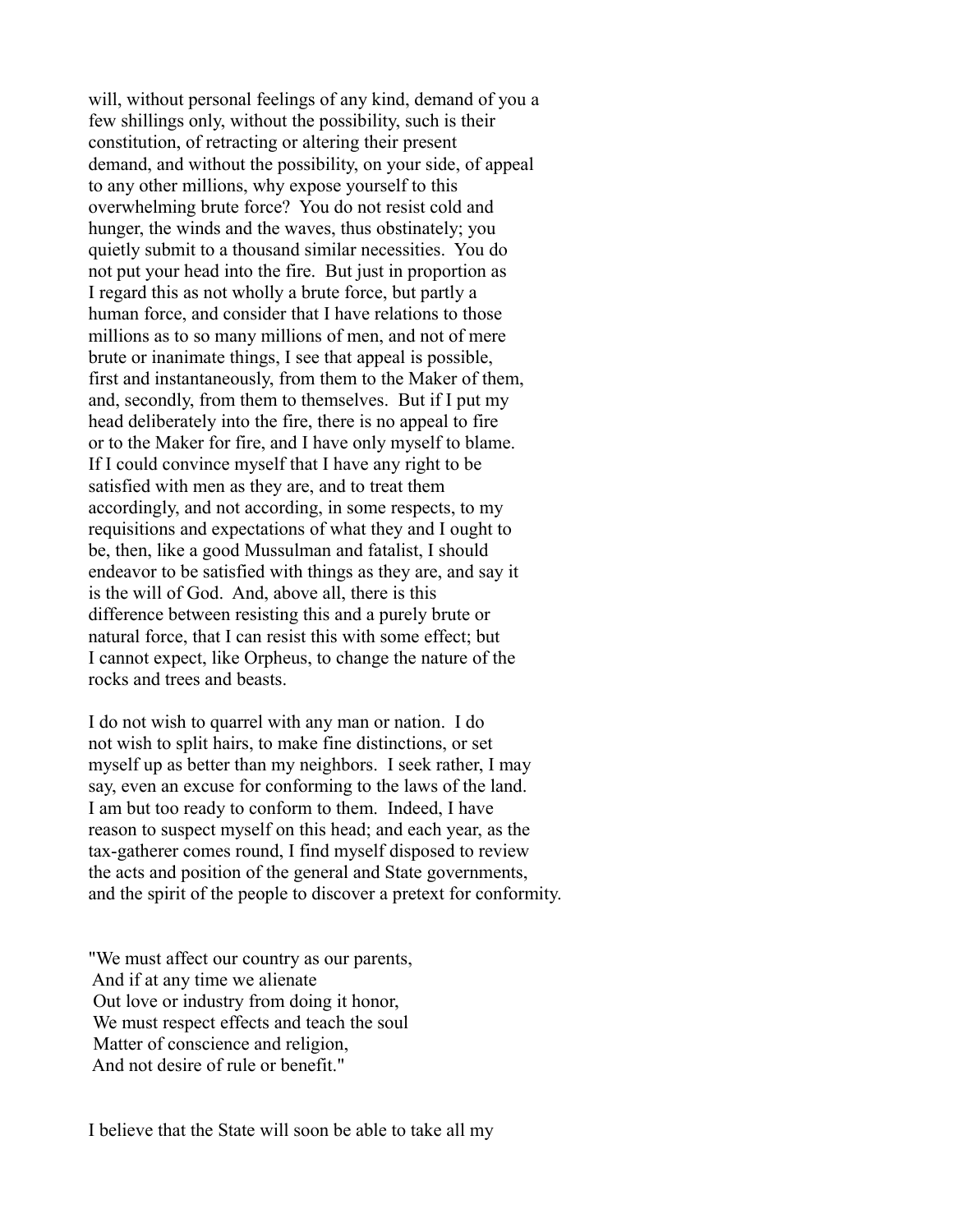will, without personal feelings of any kind, demand of you a few shillings only, without the possibility, such is their constitution, of retracting or altering their present demand, and without the possibility, on your side, of appeal to any other millions, why expose yourself to this overwhelming brute force? You do not resist cold and hunger, the winds and the waves, thus obstinately; you quietly submit to a thousand similar necessities. You do not put your head into the fire. But just in proportion as I regard this as not wholly a brute force, but partly a human force, and consider that I have relations to those millions as to so many millions of men, and not of mere brute or inanimate things, I see that appeal is possible, first and instantaneously, from them to the Maker of them, and, secondly, from them to themselves. But if I put my head deliberately into the fire, there is no appeal to fire or to the Maker for fire, and I have only myself to blame. If I could convince myself that I have any right to be satisfied with men as they are, and to treat them accordingly, and not according, in some respects, to my requisitions and expectations of what they and I ought to be, then, like a good Mussulman and fatalist, I should endeavor to be satisfied with things as they are, and say it is the will of God. And, above all, there is this difference between resisting this and a purely brute or natural force, that I can resist this with some effect; but I cannot expect, like Orpheus, to change the nature of the rocks and trees and beasts.

I do not wish to quarrel with any man or nation. I do not wish to split hairs, to make fine distinctions, or set myself up as better than my neighbors. I seek rather, I may say, even an excuse for conforming to the laws of the land. I am but too ready to conform to them. Indeed, I have reason to suspect myself on this head; and each year, as the tax-gatherer comes round, I find myself disposed to review the acts and position of the general and State governments, and the spirit of the people to discover a pretext for conformity.

"We must affect our country as our parents,
And if at any time we alienate
Out love or industry from doing it honor,
We must respect effects and teach the soul
Matter of conscience and religion,
And not desire of rule or benefit."

I believe that the State will soon be able to take all my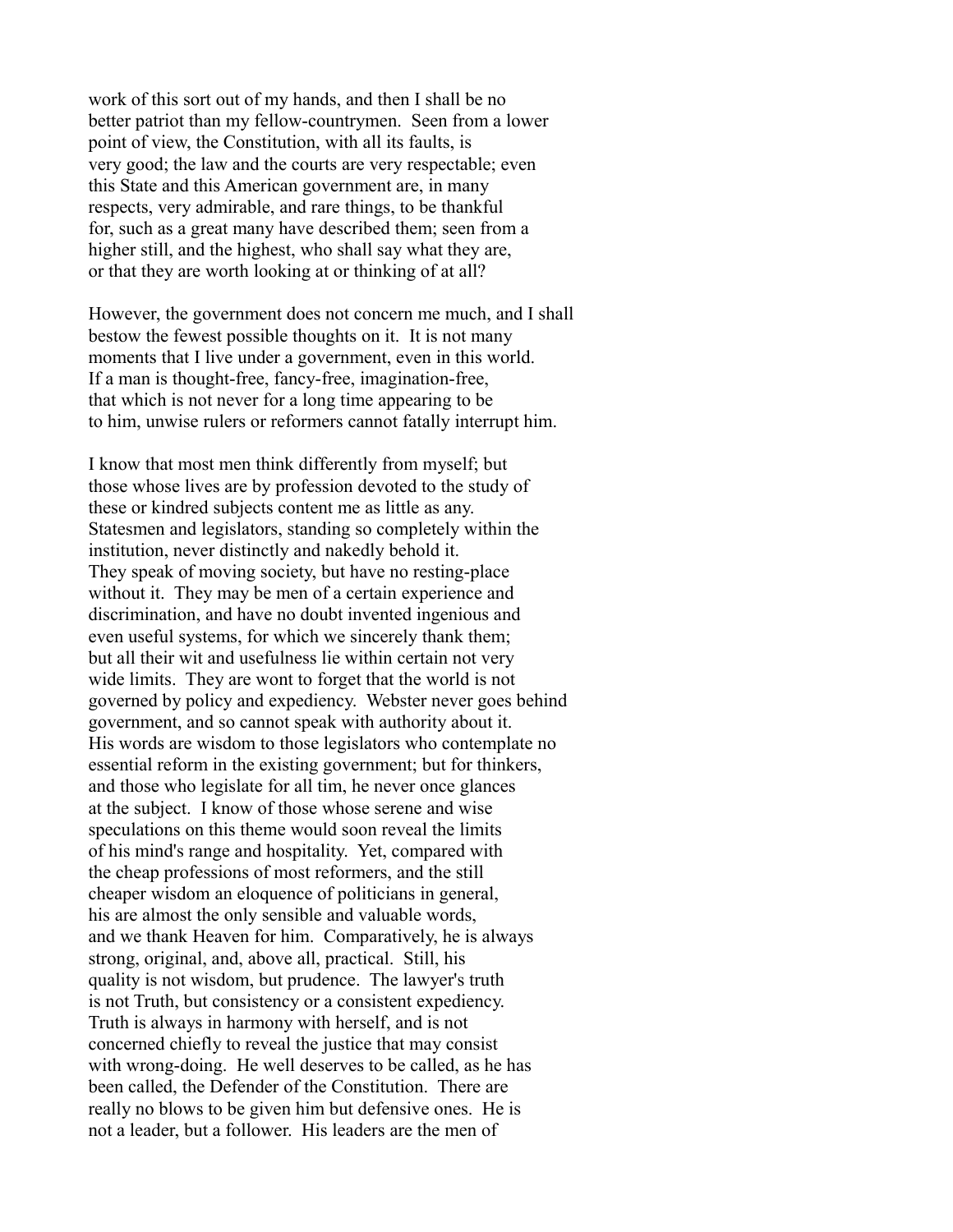work of this sort out of my hands, and then I shall be no better patriot than my fellow-countrymen. Seen from a lower point of view, the Constitution, with all its faults, is very good; the law and the courts are very respectable; even this State and this American government are, in many respects, very admirable, and rare things, to be thankful for, such as a great many have described them; seen from a higher still, and the highest, who shall say what they are, or that they are worth looking at or thinking of at all?

However, the government does not concern me much, and I shall bestow the fewest possible thoughts on it. It is not many moments that I live under a government, even in this world. If a man is thought-free, fancy-free, imagination-free, that which is not never for a long time appearing to be to him, unwise rulers or reformers cannot fatally interrupt him.

I know that most men think differently from myself; but those whose lives are by profession devoted to the study of these or kindred subjects content me as little as any. Statesmen and legislators, standing so completely within the institution, never distinctly and nakedly behold it. They speak of moving society, but have no resting-place without it. They may be men of a certain experience and discrimination, and have no doubt invented ingenious and even useful systems, for which we sincerely thank them; but all their wit and usefulness lie within certain not very wide limits. They are wont to forget that the world is not governed by policy and expediency. Webster never goes behind government, and so cannot speak with authority about it. His words are wisdom to those legislators who contemplate no essential reform in the existing government; but for thinkers, and those who legislate for all tim, he never once glances at the subject. I know of those whose serene and wise speculations on this theme would soon reveal the limits of his mind's range and hospitality. Yet, compared with the cheap professions of most reformers, and the still cheaper wisdom an eloquence of politicians in general, his are almost the only sensible and valuable words, and we thank Heaven for him. Comparatively, he is always strong, original, and, above all, practical. Still, his quality is not wisdom, but prudence. The lawyer's truth is not Truth, but consistency or a consistent expediency. Truth is always in harmony with herself, and is not concerned chiefly to reveal the justice that may consist with wrong-doing. He well deserves to be called, as he has been called, the Defender of the Constitution. There are really no blows to be given him but defensive ones. He is not a leader, but a follower. His leaders are the men of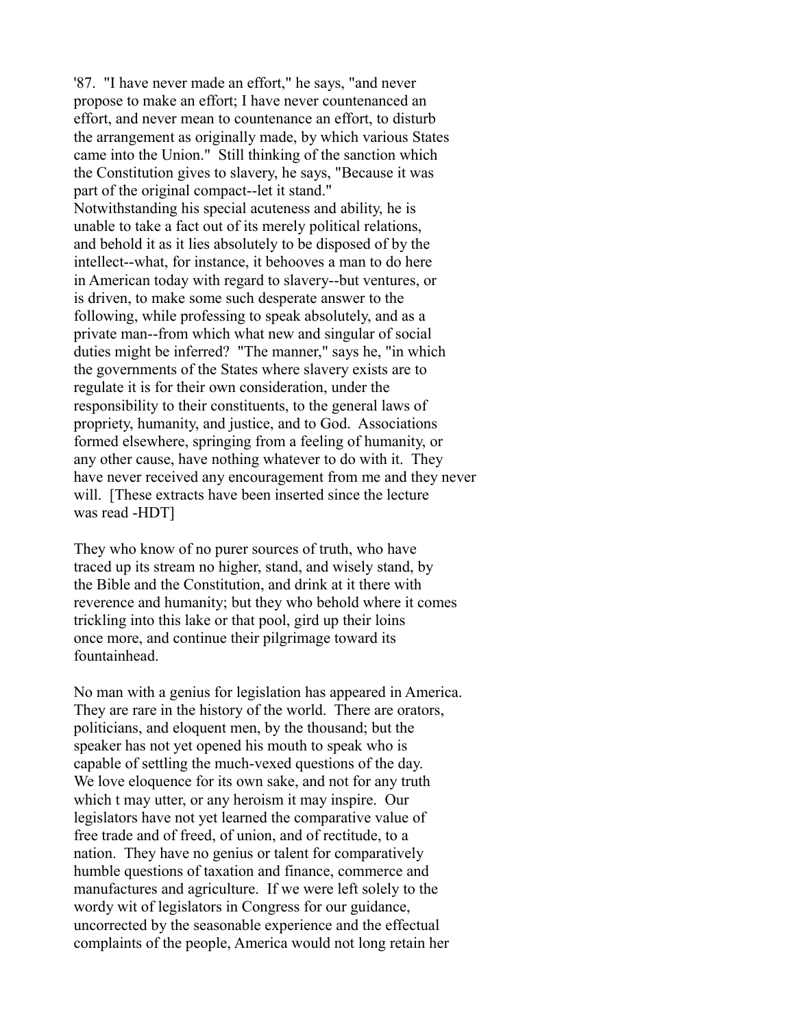'87. "I have never made an effort," he says, "and never propose to make an effort; I have never countenanced an effort, and never mean to countenance an effort, to disturb the arrangement as originally made, by which various States came into the Union." Still thinking of the sanction which the Constitution gives to slavery, he says, "Because it was part of the original compact--let it stand." Notwithstanding his special acuteness and ability, he is unable to take a fact out of its merely political relations, and behold it as it lies absolutely to be disposed of by the intellect--what, for instance, it behooves a man to do here in American today with regard to slavery--but ventures, or is driven, to make some such desperate answer to the following, while professing to speak absolutely, and as a private man--from which what new and singular of social duties might be inferred? "The manner," says he, "in which the governments of the States where slavery exists are to regulate it is for their own consideration, under the responsibility to their constituents, to the general laws of propriety, humanity, and justice, and to God. Associations formed elsewhere, springing from a feeling of humanity, or any other cause, have nothing whatever to do with it. They have never received any encouragement from me and they never will. [These extracts have been inserted since the lecture was read -HDT]

They who know of no purer sources of truth, who have traced up its stream no higher, stand, and wisely stand, by the Bible and the Constitution, and drink at it there with reverence and humanity; but they who behold where it comes trickling into this lake or that pool, gird up their loins once more, and continue their pilgrimage toward its fountainhead.

No man with a genius for legislation has appeared in America. They are rare in the history of the world. There are orators, politicians, and eloquent men, by the thousand; but the speaker has not yet opened his mouth to speak who is capable of settling the much-vexed questions of the day. We love eloquence for its own sake, and not for any truth which t may utter, or any heroism it may inspire. Our legislators have not yet learned the comparative value of free trade and of freed, of union, and of rectitude, to a nation. They have no genius or talent for comparatively humble questions of taxation and finance, commerce and manufactures and agriculture. If we were left solely to the wordy wit of legislators in Congress for our guidance, uncorrected by the seasonable experience and the effectual complaints of the people, America would not long retain her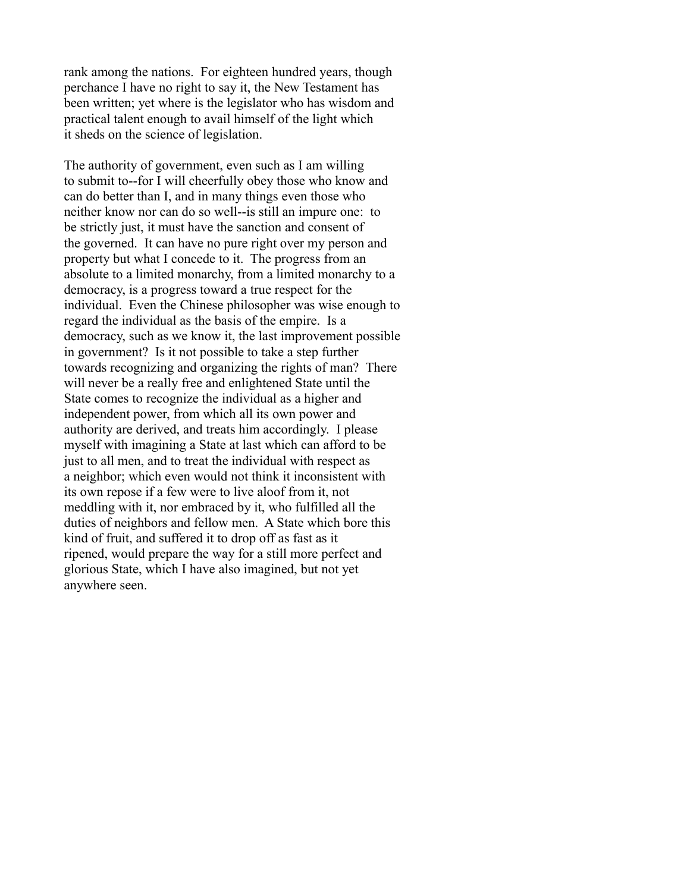rank among the nations. For eighteen hundred years, though perchance I have no right to say it, the New Testament has been written; yet where is the legislator who has wisdom and practical talent enough to avail himself of the light which it sheds on the science of legislation.

The authority of government, even such as I am willing to submit to--for I will cheerfully obey those who know and can do better than I, and in many things even those who neither know nor can do so well--is still an impure one: to be strictly just, it must have the sanction and consent of the governed. It can have no pure right over my person and property but what I concede to it. The progress from an absolute to a limited monarchy, from a limited monarchy to a democracy, is a progress toward a true respect for the individual. Even the Chinese philosopher was wise enough to regard the individual as the basis of the empire. Is a democracy, such as we know it, the last improvement possible in government? Is it not possible to take a step further towards recognizing and organizing the rights of man? There will never be a really free and enlightened State until the State comes to recognize the individual as a higher and independent power, from which all its own power and authority are derived, and treats him accordingly. I please myself with imagining a State at last which can afford to be just to all men, and to treat the individual with respect as a neighbor; which even would not think it inconsistent with its own repose if a few were to live aloof from it, not meddling with it, nor embraced by it, who fulfilled all the duties of neighbors and fellow men. A State which bore this kind of fruit, and suffered it to drop off as fast as it ripened, would prepare the way for a still more perfect and glorious State, which I have also imagined, but not yet anywhere seen.